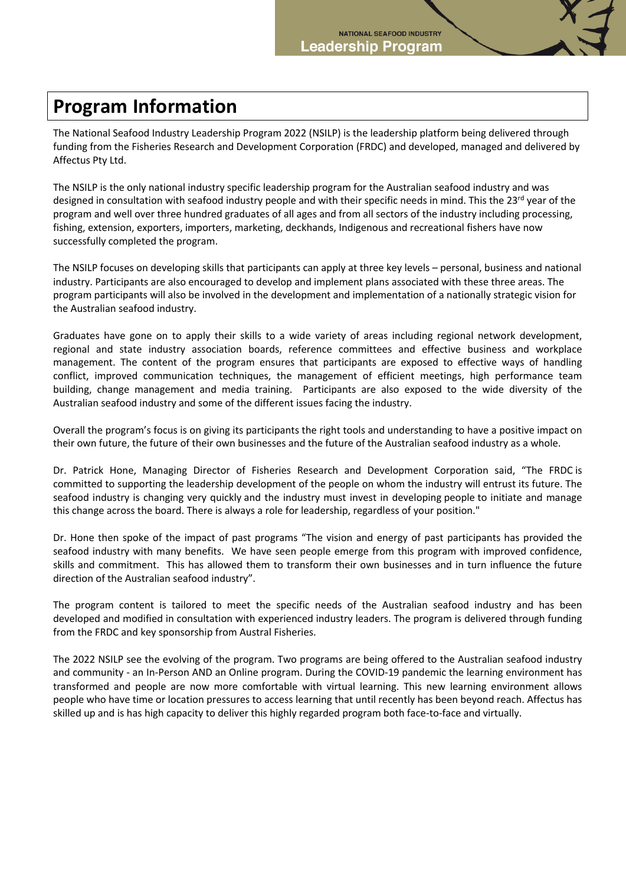# Program Information

The National Seafood Industry Leadership Program 2022 (NSILP) is the leadership platform being delivered through funding from the Fisheries Research and Development Corporation (FRDC) and developed, managed and delivered by Affectus Pty Ltd.

The NSILP is the only national industry specific leadership program for the Australian seafood industry and was designed in consultation with seafood industry people and with their specific needs in mind. This the 23rd year of the program and well over three hundred graduates of all ages and from all sectors of the industry including processing, fishing, extension, exporters, importers, marketing, deckhands, Indigenous and recreational fishers have now successfully completed the program.

The NSILP focuses on developing skills that participants can apply at three key levels – personal, business and national industry. Participants are also encouraged to develop and implement plans associated with these three areas. The program participants will also be involved in the development and implementation of a nationally strategic vision for the Australian seafood industry.

Graduates have gone on to apply their skills to a wide variety of areas including regional network development, regional and state industry association boards, reference committees and effective business and workplace management. The content of the program ensures that participants are exposed to effective ways of handling conflict, improved communication techniques, the management of efficient meetings, high performance team building, change management and media training. Participants are also exposed to the wide diversity of the Australian seafood industry and some of the different issues facing the industry.

Overall the program's focus is on giving its participants the right tools and understanding to have a positive impact on their own future, the future of their own businesses and the future of the Australian seafood industry as a whole.

Dr. Patrick Hone, Managing Director of Fisheries Research and Development Corporation said, "The FRDC is committed to supporting the leadership development of the people on whom the industry will entrust its future. The seafood industry is changing very quickly and the industry must invest in developing people to initiate and manage this change across the board. There is always a role for leadership, regardless of your position."

Dr. Hone then spoke of the impact of past programs "The vision and energy of past participants has provided the seafood industry with many benefits. We have seen people emerge from this program with improved confidence, skills and commitment. This has allowed them to transform their own businesses and in turn influence the future direction of the Australian seafood industry".

The program content is tailored to meet the specific needs of the Australian seafood industry and has been developed and modified in consultation with experienced industry leaders. The program is delivered through funding from the FRDC and key sponsorship from Austral Fisheries.

The 2022 NSILP see the evolving of the program. Two programs are being offered to the Australian seafood industry and community - an In-Person AND an Online program. During the COVID-19 pandemic the learning environment has transformed and people are now more comfortable with virtual learning. This new learning environment allows people who have time or location pressures to access learning that until recently has been beyond reach. Affectus has skilled up and is has high capacity to deliver this highly regarded program both face-to-face and virtually.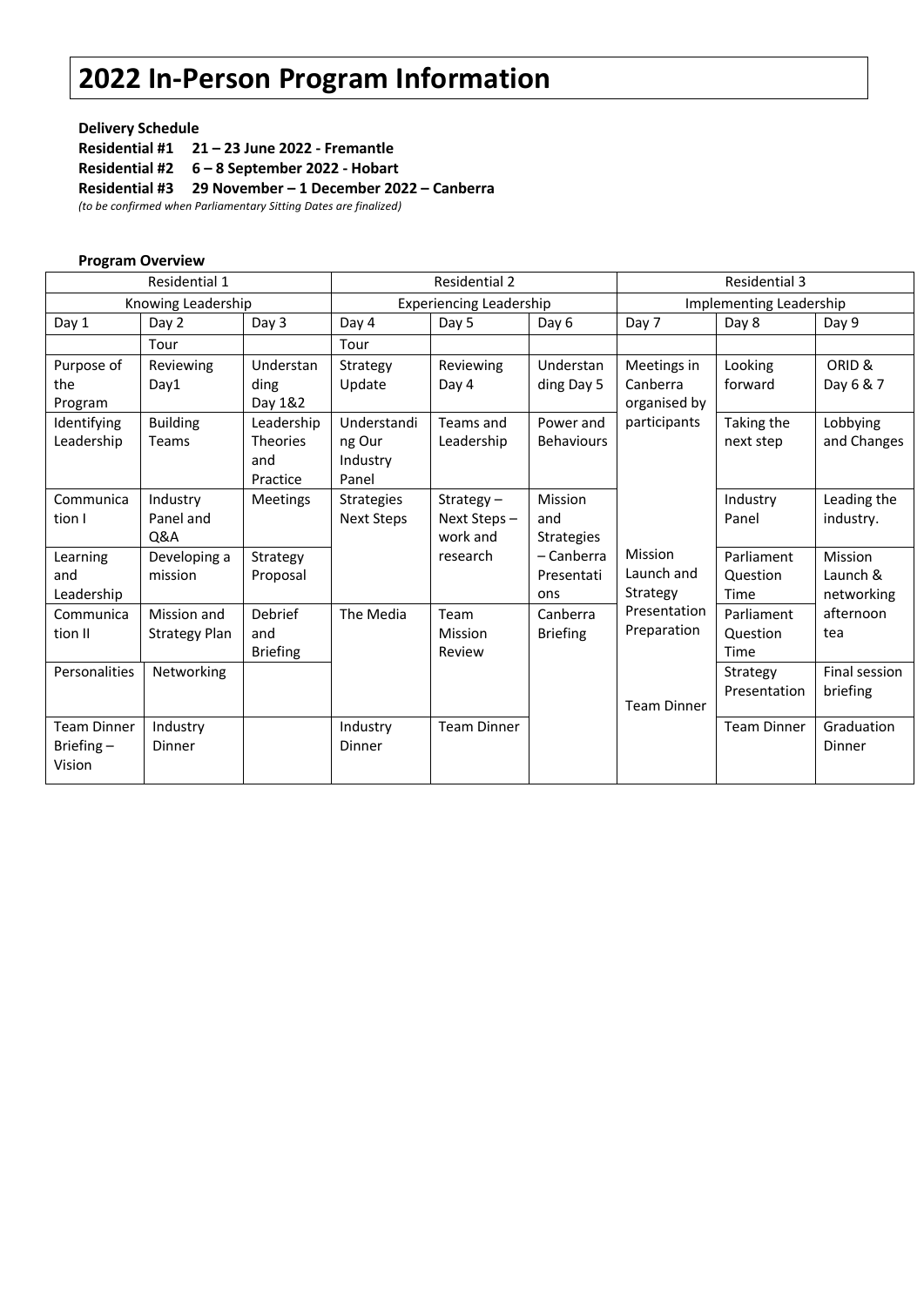# 2022 In-Person Program Information

**Delivery Schedule**

**Residential #1 21 – 23 June 2022 - Fremantle**

**Residential #2 6 – 8 September 2022 - Hobart**

**Residential #3 29 November – 1 December 2022 – Canberra**

*(to be confirmed when Parliamentary Sitting Dates are finalized)*

**Program Overview**

| Residential 1 | | | Residential 2 | | | Residential 3 | | |
|---|---|---|---|---|---|---|---|---|
| Knowing Leadership | | | Experiencing Leadership | | | Implementing Leadership | | |
| Day 1 | Day 2 | Day 3 | Day 4 | Day 5 | Day 6 | Day 7 | Day 8 | Day 9 |
| | Tour | | Tour | | | | | |
| Purpose of the Program | Reviewing Day1 | Understanding Day 1&2 | Strategy Update | Reviewing Day 4 | Understanding Day 5 | Meetings in Canberra organised by participants | Looking forward | ORID & Day 6 & 7 |
| Identifying Leadership | Building Teams | Leadership Theories and Practice | Understanding Our Industry Panel | Teams and Leadership | Power and Behaviours | | Taking the next step | Lobbying and Changes |
| Communication I | Industry Panel and Q&A | Meetings | Strategies Next Steps | Strategy – Next Steps – work and research | Mission and Strategies – Canberra Presentations | | Industry Panel | Leading the industry. |
| Learning and Leadership | Developing a mission | Strategy Proposal | | | | Mission Launch and Strategy Presentation Preparation | Parliament Question Time | Mission Launch & networking afternoon tea |
| Communication II | Mission and Strategy Plan | Debrief and Briefing | The Media | Team Mission Review | Canberra Briefing | | Parliament Question Time | |
| Personalities | Networking | | | | | Team Dinner | Strategy Presentation | Final session briefing |
| Team Dinner Briefing – Vision | Industry Dinner | | Industry Dinner | Team Dinner | | | Team Dinner | Graduation Dinner |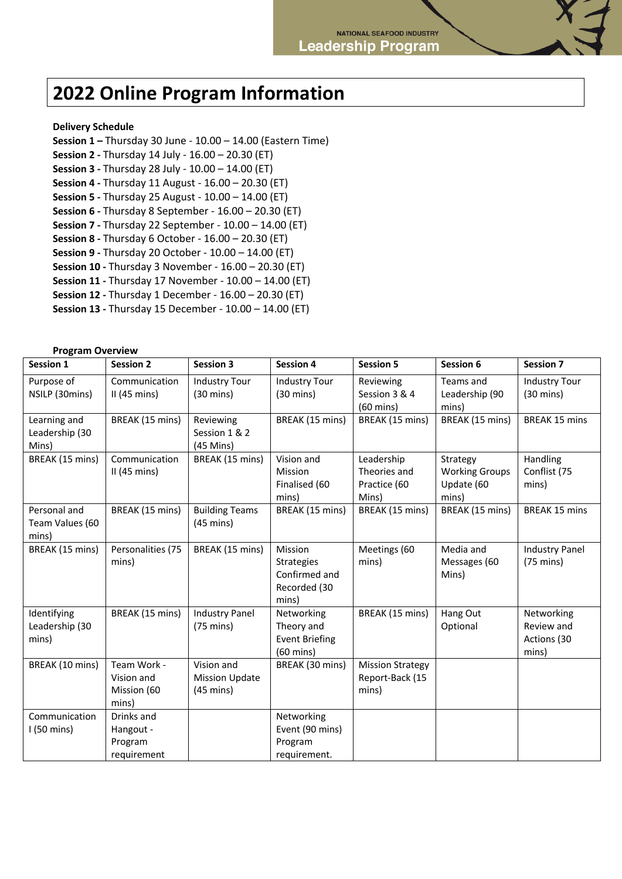# 2022 Online Program Information

**Delivery Schedule**

**Session 1 –** Thursday 30 June - 10.00 – 14.00 (Eastern Time)
**Session 2 -** Thursday 14 July - 16.00 – 20.30 (ET)
**Session 3 -** Thursday 28 July - 10.00 – 14.00 (ET)
**Session 4 -** Thursday 11 August - 16.00 – 20.30 (ET)
**Session 5 -** Thursday 25 August - 10.00 – 14.00 (ET)
**Session 6 -** Thursday 8 September - 16.00 – 20.30 (ET)
**Session 7 -** Thursday 22 September - 10.00 – 14.00 (ET)
**Session 8 -** Thursday 6 October - 16.00 – 20.30 (ET)
**Session 9 -** Thursday 20 October - 10.00 – 14.00 (ET)
**Session 10 -** Thursday 3 November - 16.00 – 20.30 (ET)
**Session 11 -** Thursday 17 November - 10.00 – 14.00 (ET)
**Session 12 -** Thursday 1 December - 16.00 – 20.30 (ET)
**Session 13 -** Thursday 15 December - 10.00 – 14.00 (ET)

**Program Overview**

| Session 1 | Session 2 | Session 3 | Session 4 | Session 5 | Session 6 | Session 7 |
|---|---|---|---|---|---|---|
| Purpose of NSILP (30mins) | Communication II (45 mins) | Industry Tour (30 mins) | Industry Tour (30 mins) | Reviewing Session 3 & 4 (60 mins) | Teams and Leadership (90 mins) | Industry Tour (30 mins) |
| Learning and Leadership (30 Mins) | BREAK (15 mins) | Reviewing Session 1 & 2 (45 Mins) | BREAK (15 mins) | BREAK (15 mins) | BREAK (15 mins) | BREAK 15 mins |
| BREAK (15 mins) | Communication II (45 mins) | BREAK (15 mins) | Vision and Mission Finalised (60 mins) | Leadership Theories and Practice (60 Mins) | Strategy Working Groups Update (60 mins) | Handling Conflict (75 mins) |
| Personal and Team Values (60 mins) | BREAK (15 mins) | Building Teams (45 mins) | BREAK (15 mins) | BREAK (15 mins) | BREAK (15 mins) | BREAK 15 mins |
| BREAK (15 mins) | Personalities (75 mins) | BREAK (15 mins) | Mission Strategies Confirmed and Recorded (30 mins) | Meetings (60 mins) | Media and Messages (60 Mins) | Industry Panel (75 mins) |
| Identifying Leadership (30 mins) | BREAK (15 mins) | Industry Panel (75 mins) | Networking Theory and Event Briefing (60 mins) | BREAK (15 mins) | Hang Out Optional | Networking Review and Actions (30 mins) |
| BREAK (10 mins) | Team Work - Vision and Mission (60 mins) | Vision and Mission Update (45 mins) | BREAK (30 mins) | Mission Strategy Report-Back (15 mins) | | |
| Communication I (50 mins) | Drinks and Hangout - Program requirement | | Networking Event (90 mins) Program requirement. | | | |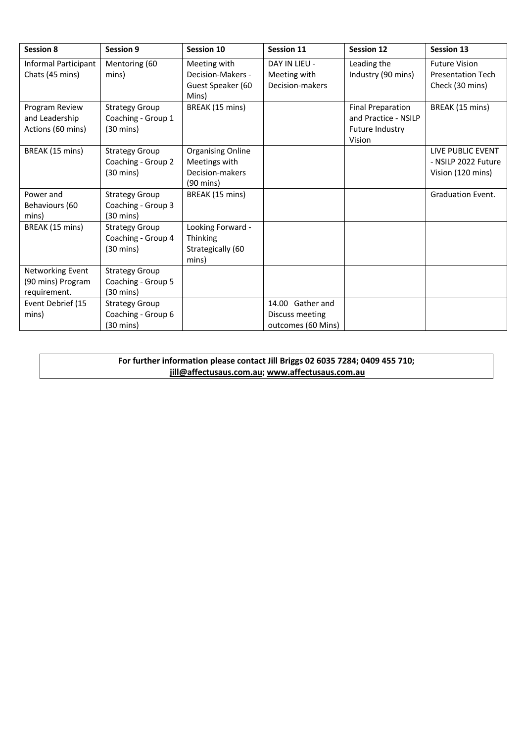| Session 8 | Session 9 | Session 10 | Session 11 | Session 12 | Session 13 |
|---|---|---|---|---|---|
| Informal Participant Chats (45 mins) | Mentoring (60 mins) | Meeting with Decision-Makers - Guest Speaker (60 Mins) | DAY IN LIEU - Meeting with Decision-makers | Leading the Industry (90 mins) | Future Vision Presentation Tech Check (30 mins) |
| Program Review and Leadership Actions (60 mins) | Strategy Group Coaching - Group 1 (30 mins) | BREAK (15 mins) | | Final Preparation and Practice - NSILP Future Industry Vision | BREAK (15 mins) |
| BREAK (15 mins) | Strategy Group Coaching - Group 2 (30 mins) | Organising Online Meetings with Decision-makers (90 mins) | | | LIVE PUBLIC EVENT - NSILP 2022 Future Vision (120 mins) |
| Power and Behaviours (60 mins) | Strategy Group Coaching - Group 3 (30 mins) | BREAK (15 mins) | | | Graduation Event. |
| BREAK (15 mins) | Strategy Group Coaching - Group 4 (30 mins) | Looking Forward - Thinking Strategically (60 mins) | | | |
| Networking Event (90 mins) Program requirement. | Strategy Group Coaching - Group 5 (30 mins) | | | | |
| Event Debrief (15 mins) | Strategy Group Coaching - Group 6 (30 mins) | | 14.00 Gather and Discuss meeting outcomes (60 Mins) | | |

**For further information please contact Jill Briggs 02 6035 7284; 0409 455 710; jill@affectusaus.com.au; www.affectusaus.com.au**